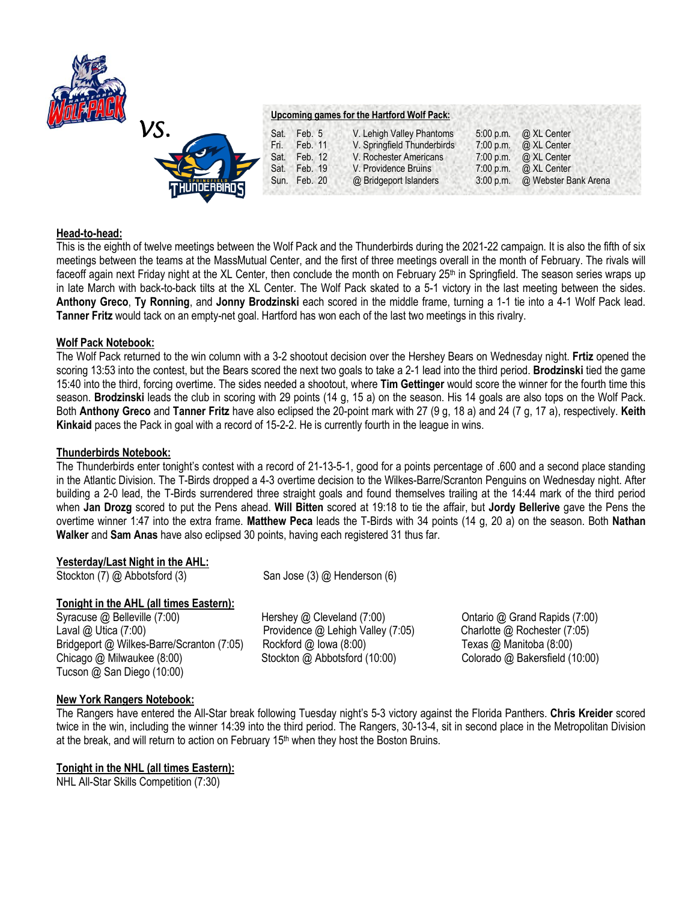vs.

**Upcoming games for the Hartford Wolf Pack:**

| | | | | |
|---|---|---|---|---|
| Sat. | Feb. 5 | V. Lehigh Valley Phantoms | 5:00 p.m. | @ XL Center |
| Fri. | Feb. 11 | V. Springfield Thunderbirds | 7:00 p.m. | @ XL Center |
| Sat. | Feb. 12 | V. Rochester Americans | 7:00 p.m. | @ XL Center |
| Sat. | Feb. 19 | V. Providence Bruins | 7:00 p.m. | @ XL Center |
| Sun. | Feb. 20 | @ Bridgeport Islanders | 3:00 p.m. | @ Webster Bank Arena |

## Head-to-head:

This is the eighth of twelve meetings between the Wolf Pack and the Thunderbirds during the 2021-22 campaign. It is also the fifth of six meetings between the teams at the MassMutual Center, and the first of three meetings overall in the month of February. The rivals will faceoff again next Friday night at the XL Center, then conclude the month on February 25th in Springfield. The season series wraps up in late March with back-to-back tilts at the XL Center. The Wolf Pack skated to a 5-1 victory in the last meeting between the sides. **Anthony Greco**, **Ty Ronning**, and **Jonny Brodzinski** each scored in the middle frame, turning a 1-1 tie into a 4-1 Wolf Pack lead. **Tanner Fritz** would tack on an empty-net goal. Hartford has won each of the last two meetings in this rivalry.

## Wolf Pack Notebook:

The Wolf Pack returned to the win column with a 3-2 shootout decision over the Hershey Bears on Wednesday night. **Frtiz** opened the scoring 13:53 into the contest, but the Bears scored the next two goals to take a 2-1 lead into the third period. **Brodzinski** tied the game 15:40 into the third, forcing overtime. The sides needed a shootout, where **Tim Gettinger** would score the winner for the fourth time this season. **Brodzinski** leads the club in scoring with 29 points (14 g, 15 a) on the season. His 14 goals are also tops on the Wolf Pack. Both **Anthony Greco** and **Tanner Fritz** have also eclipsed the 20-point mark with 27 (9 g, 18 a) and 24 (7 g, 17 a), respectively. **Keith Kinkaid** paces the Pack in goal with a record of 15-2-2. He is currently fourth in the league in wins.

## Thunderbirds Notebook:

The Thunderbirds enter tonight's contest with a record of 21-13-5-1, good for a points percentage of .600 and a second place standing in the Atlantic Division. The T-Birds dropped a 4-3 overtime decision to the Wilkes-Barre/Scranton Penguins on Wednesday night. After building a 2-0 lead, the T-Birds surrendered three straight goals and found themselves trailing at the 14:44 mark of the third period when **Jan Drozg** scored to put the Pens ahead. **Will Bitten** scored at 19:18 to tie the affair, but **Jordy Bellerive** gave the Pens the overtime winner 1:47 into the extra frame. **Matthew Peca** leads the T-Birds with 34 points (14 g, 20 a) on the season. Both **Nathan Walker** and **Sam Anas** have also eclipsed 30 points, having each registered 31 thus far.

## Yesterday/Last Night in the AHL:

Stockton (7) @ Abbotsford (3)
San Jose (3) @ Henderson (6)

## Tonight in the AHL (all times Eastern):

Syracuse @ Belleville (7:00)
Laval @ Utica (7:00)
Bridgeport @ Wilkes-Barre/Scranton (7:05)
Chicago @ Milwaukee (8:00)
Tucson @ San Diego (10:00)
Hershey @ Cleveland (7:00)
Providence @ Lehigh Valley (7:05)
Rockford @ Iowa (8:00)
Stockton @ Abbotsford (10:00)
Ontario @ Grand Rapids (7:00)
Charlotte @ Rochester (7:05)
Texas @ Manitoba (8:00)
Colorado @ Bakersfield (10:00)

## New York Rangers Notebook:

The Rangers have entered the All-Star break following Tuesday night's 5-3 victory against the Florida Panthers. **Chris Kreider** scored twice in the win, including the winner 14:39 into the third period. The Rangers, 30-13-4, sit in second place in the Metropolitan Division at the break, and will return to action on February 15th when they host the Boston Bruins.

## Tonight in the NHL (all times Eastern):

NHL All-Star Skills Competition (7:30)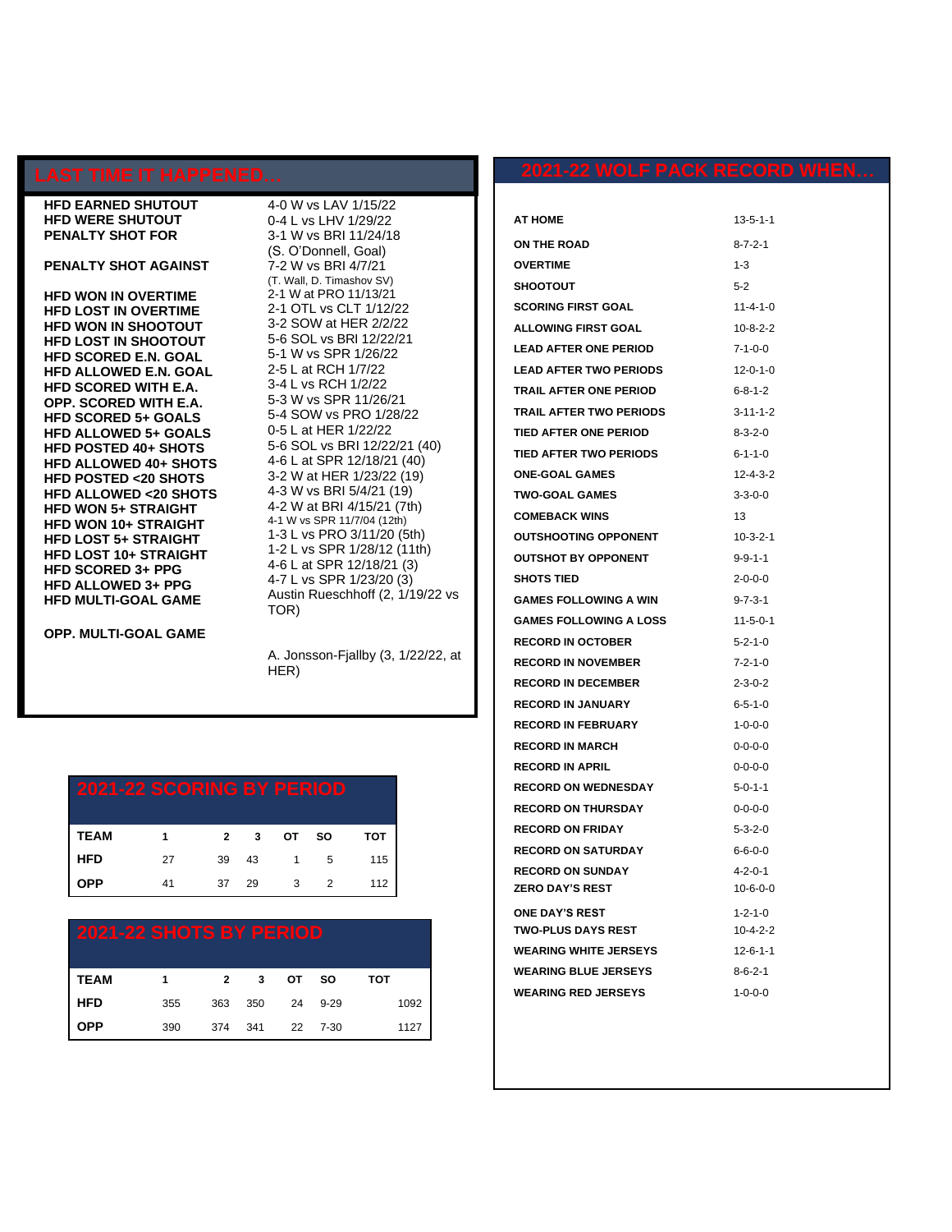## LAST TIME IT HAPPENED…

| | |
|---|---|
| **HFD EARNED SHUTOUT** | 4-0 W vs LAV 1/15/22 |
| **HFD WERE SHUTOUT** | 0-4 L vs LHV 1/29/22 |
| **PENALTY SHOT FOR** | 3-1 W vs BRI 11/24/18 (S. O'Donnell, Goal) |
| **PENALTY SHOT AGAINST** | 7-2 W vs BRI 4/7/21 (T. Wall, D. Timashov SV) |
| **HFD WON IN OVERTIME** | 2-1 W at PRO 11/13/21 |
| **HFD LOST IN OVERTIME** | 2-1 OTL vs CLT 1/12/22 |
| **HFD WON IN SHOOTOUT** | 3-2 SOW at HER 2/2/22 |
| **HFD LOST IN SHOOTOUT** | 5-6 SOL vs BRI 12/22/21 |
| **HFD SCORED E.N. GOAL** | 5-1 W vs SPR 1/26/22 |
| **HFD ALLOWED E.N. GOAL** | 2-5 L at RCH 1/7/22 |
| **HFD SCORED WITH E.A.** | 3-4 L vs RCH 1/2/22 |
| **OPP. SCORED WITH E.A.** | 5-3 W vs SPR 11/26/21 |
| **HFD SCORED 5+ GOALS** | 5-4 SOW vs PRO 1/28/22 |
| **HFD ALLOWED 5+ GOALS** | 0-5 L at HER 1/22/22 |
| **HFD POSTED 40+ SHOTS** | 5-6 SOL vs BRI 12/22/21 (40) |
| **HFD ALLOWED 40+ SHOTS** | 4-6 L at SPR 12/18/21 (40) |
| **HFD POSTED <20 SHOTS** | 3-2 W at HER 1/23/22 (19) |
| **HFD ALLOWED <20 SHOTS** | 4-3 W vs BRI 5/4/21 (19) |
| **HFD WON 5+ STRAIGHT** | 4-2 W at BRI 4/15/21 (7th) |
| **HFD WON 10+ STRAIGHT** | 4-1 W vs SPR 11/7/04 (12th) |
| **HFD LOST 5+ STRAIGHT** | 1-3 L vs PRO 3/11/20 (5th) |
| **HFD LOST 10+ STRAIGHT** | 1-2 L vs SPR 1/28/12 (11th) |
| **HFD SCORED 3+ PPG** | 4-6 L at SPR 12/18/21 (3) |
| **HFD ALLOWED 3+ PPG** | 4-7 L vs SPR 1/23/20 (3) |
| **HFD MULTI-GOAL GAME** | Austin Rueschhoff (2, 1/19/22 vs TOR) |
| **OPP. MULTI-GOAL GAME** | A. Jonsson-Fjallby (3, 1/22/22, at HER) |

## 2021-22 SCORING BY PERIOD

| TEAM | 1 | 2 | 3 | OT | SO | TOT |
|---|---|---|---|---|---|---|
| HFD | 27 | 39 | 43 | 1 | 5 | 115 |
| OPP | 41 | 37 | 29 | 3 | 2 | 112 |

## 2021-22 SHOTS BY PERIOD

| TEAM | 1 | 2 | 3 | OT | SO | TOT |
|---|---|---|---|---|---|---|
| HFD | 355 | 363 | 350 | 24 | 9-29 | 1092 |
| OPP | 390 | 374 | 341 | 22 | 7-30 | 1127 |

## 2021-22 WOLF PACK RECORD WHEN…

| | |
|---|---|
| **AT HOME** | 13-5-1-1 |
| **ON THE ROAD** | 8-7-2-1 |
| **OVERTIME** | 1-3 |
| **SHOOTOUT** | 5-2 |
| **SCORING FIRST GOAL** | 11-4-1-0 |
| **ALLOWING FIRST GOAL** | 10-8-2-2 |
| **LEAD AFTER ONE PERIOD** | 7-1-0-0 |
| **LEAD AFTER TWO PERIODS** | 12-0-1-0 |
| **TRAIL AFTER ONE PERIOD** | 6-8-1-2 |
| **TRAIL AFTER TWO PERIODS** | 3-11-1-2 |
| **TIED AFTER ONE PERIOD** | 8-3-2-0 |
| **TIED AFTER TWO PERIODS** | 6-1-1-0 |
| **ONE-GOAL GAMES** | 12-4-3-2 |
| **TWO-GOAL GAMES** | 3-3-0-0 |
| **COMEBACK WINS** | 13 |
| **OUTSHOOTING OPPONENT** | 10-3-2-1 |
| **OUTSHOT BY OPPONENT** | 9-9-1-1 |
| **SHOTS TIED** | 2-0-0-0 |
| **GAMES FOLLOWING A WIN** | 9-7-3-1 |
| **GAMES FOLLOWING A LOSS** | 11-5-0-1 |
| **RECORD IN OCTOBER** | 5-2-1-0 |
| **RECORD IN NOVEMBER** | 7-2-1-0 |
| **RECORD IN DECEMBER** | 2-3-0-2 |
| **RECORD IN JANUARY** | 6-5-1-0 |
| **RECORD IN FEBRUARY** | 1-0-0-0 |
| **RECORD IN MARCH** | 0-0-0-0 |
| **RECORD IN APRIL** | 0-0-0-0 |
| **RECORD ON WEDNESDAY** | 5-0-1-1 |
| **RECORD ON THURSDAY** | 0-0-0-0 |
| **RECORD ON FRIDAY** | 5-3-2-0 |
| **RECORD ON SATURDAY** | 6-6-0-0 |
| **RECORD ON SUNDAY** | 4-2-0-1 |
| **ZERO DAY'S REST** | 10-6-0-0 |
| **ONE DAY'S REST** | 1-2-1-0 |
| **TWO-PLUS DAYS REST** | 10-4-2-2 |
| **WEARING WHITE JERSEYS** | 12-6-1-1 |
| **WEARING BLUE JERSEYS** | 8-6-2-1 |
| **WEARING RED JERSEYS** | 1-0-0-0 |